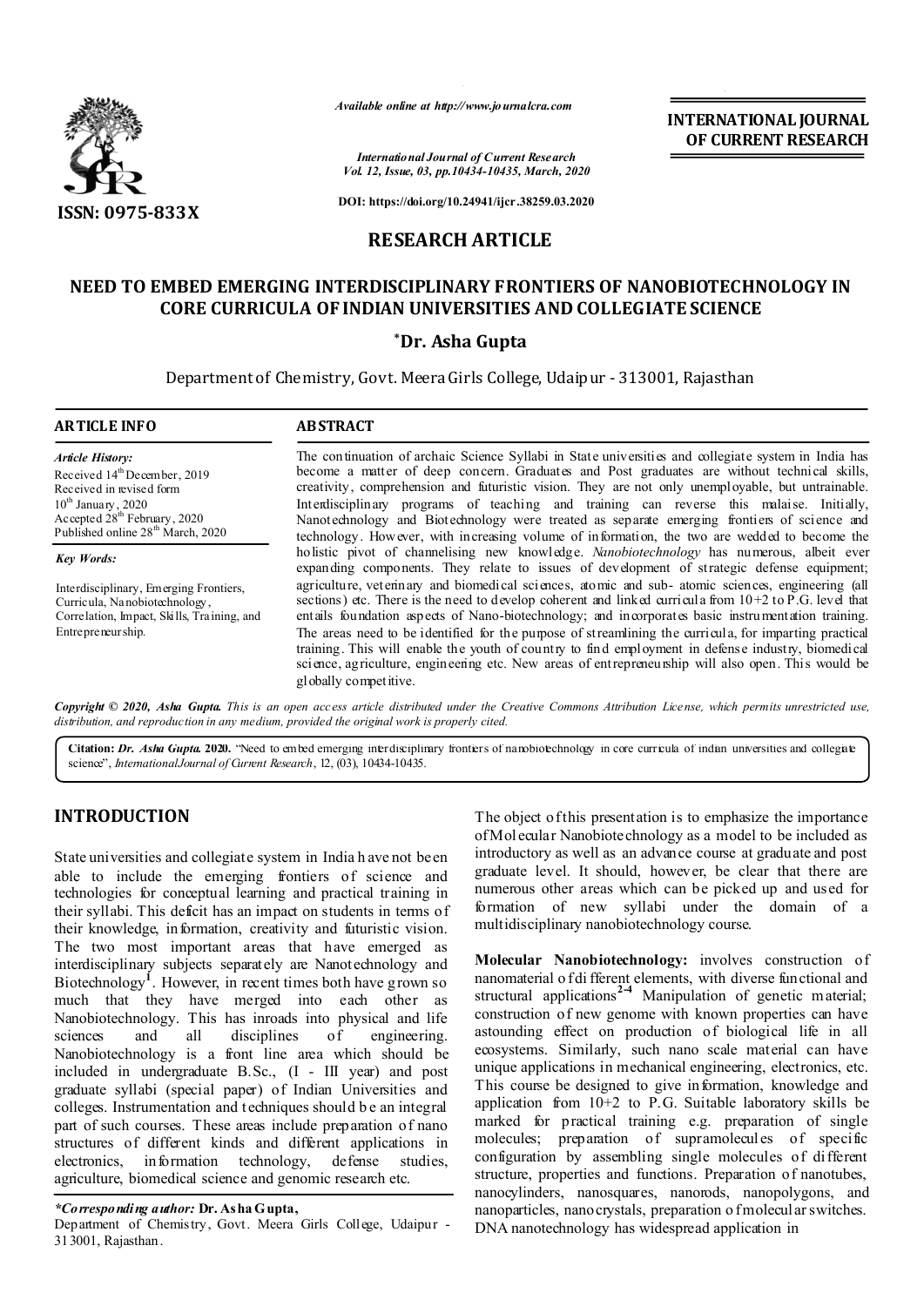*Available online at http://www.journalcra.com*

*International Journal of Current Research*
*Vol. 12, Issue, 03, pp.10434-10435, March, 2020*

**DOI: https://doi.org/10.24941/ijcr.38259.03.2020**

**INTERNATIONAL JOURNAL OF CURRENT RESEARCH**

**ISSN: 0975-833X**

## RESEARCH ARTICLE

# NEED TO EMBED EMERGING INTERDISCIPLINARY FRONTIERS OF NANOBIOTECHNOLOGY IN CORE CURRICULA OF INDIAN UNIVERSITIES AND COLLEGIATE SCIENCE

**\*Dr. Asha Gupta**

Department of Chemistry, Govt. Meera Girls College, Udaipur - 313001, Rajasthan

### ARTICLE INFO

*Article History:*
Received 14th December, 2019
Received in revised form
10th January, 2020
Accepted 28th February, 2020
Published online 28th March, 2020

*Key Words:*

Interdisciplinary, Emerging Frontiers, Curricula, Nanobiotechnology, Correlation, Impact, Skills, Training, and Entrepreneurship.

### ABSTRACT

The continuation of archaic Science Syllabi in State universities and collegiate system in India has become a matter of deep concern. Graduates and Post graduates are without technical skills, creativity, comprehension and futuristic vision. They are not only unemployable, but untrainable. Interdisciplinary programs of teaching and training can reverse this malaise. Initially, Nanotechnology and Biotechnology were treated as separate emerging frontiers of science and technology. However, with increasing volume of information, the two are wedded to become the holistic pivot of channelising new knowledge. *Nanobiotechnology* has numerous, albeit ever expanding components. They relate to issues of development of strategic defense equipment; agriculture, veterinary and biomedical sciences, atomic and sub- atomic sciences, engineering (all sections) etc. There is the need to develop coherent and linked curricula from 10+2 to P.G. level that entails foundation aspects of Nano-biotechnology; and incorporates basic instrumentation training. The areas need to be identified for the purpose of streamlining the curricula, for imparting practical training. This will enable the youth of country to find employment in defense industry, biomedical science, agriculture, engineering etc. New areas of entrepreneurship will also open. This would be globally competitive.

***Copyright © 2020, Asha Gupta.*** *This is an open access article distributed under the Creative Commons Attribution License, which permits unrestricted use, distribution, and reproduction in any medium, provided the original work is properly cited.*

**Citation:** ***Dr. Asha Gupta.* 2020.** "Need to embed emerging interdisciplinary frontiers of nanobiotechnology in core curricula of indian universities and collegiate science", *International Journal of Current Research*, 12, (03), 10434-10435.

## INTRODUCTION

State universities and collegiate system in India have not been able to include the emerging frontiers of science and technologies for conceptual learning and practical training in their syllabi. This deficit has an impact on students in terms of their knowledge, information, creativity and futuristic vision. The two most important areas that have emerged as interdisciplinary subjects separately are Nanotechnology and Biotechnology[1]. However, in recent times both have grown so much that they have merged into each other as Nanobiotechnology. This has inroads into physical and life sciences and all disciplines of engineering. Nanobiotechnology is a front line area which should be included in undergraduate B.Sc., (I - III year) and post graduate syllabi (special paper) of Indian Universities and colleges. Instrumentation and techniques should be an integral part of such courses. These areas include preparation of nano structures of different kinds and different applications in electronics, information technology, defense studies, agriculture, biomedical science and genomic research etc.

The object of this presentation is to emphasize the importance of Molecular Nanobiotechnology as a model to be included as introductory as well as an advance course at graduate and post graduate level. It should, however, be clear that there are numerous other areas which can be picked up and used for formation of new syllabi under the domain of a multidisciplinary nanobiotechnology course.

**Molecular Nanobiotechnology:** involves construction of nanomaterial of different elements, with diverse functional and structural applications[2-4] Manipulation of genetic material; construction of new genome with known properties can have astounding effect on production of biological life in all ecosystems. Similarly, such nano scale material can have unique applications in mechanical engineering, electronics, etc. This course be designed to give information, knowledge and application from 10+2 to P.G. Suitable laboratory skills be marked for practical training e.g. preparation of single molecules; preparation of supramolecules of specific configuration by assembling single molecules of different structure, properties and functions. Preparation of nanotubes, nanocylinders, nanosquares, nanorods, nanopolygons, and nanoparticles, nanocrystals, preparation of molecular switches. DNA nanotechnology has widespread application in

***\*Corresponding author:*** **Dr. Asha Gupta,**
Department of Chemistry, Govt. Meera Girls College, Udaipur - 313001, Rajasthan.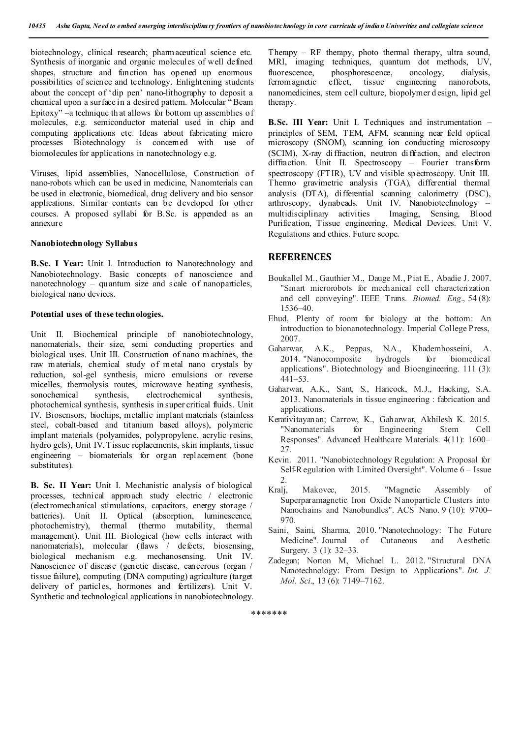biotechnology, clinical research; pharmaceutical science etc. Synthesis of inorganic and organic molecules of well defined shapes, structure and function has opened up enormous possibilities of science and technology. Enlightening students about the concept of 'dip pen' nano-lithography to deposit a chemical upon a surface in a desired pattern. Molecular "Beam Epitoxy" –a technique that allows for bottom up assemblies of molecules, e.g. semiconductor material used in chip and computing applications etc. Ideas about fabricating micro processes Biotechnology is concerned with use of biomolecules for applications in nanotechnology e.g.

Viruses, lipid assemblies, Nanocellulose, Construction of nano-robots which can be used in medicine, Nanomterials can be used in electronic, biomedical, drug delivery and bio sensor applications. Similar contents can be developed for other courses. A proposed syllabi for B.Sc. is appended as an annexure

**Nanobiotechnology Syllabus**

**B.Sc. I Year:** Unit I. Introduction to Nanotechnology and Nanobiotechnology. Basic concepts of nanoscience and nanotechnology – quantum size and scale of nanoparticles, biological nano devices.

**Potential uses of these technologies.**

Unit II. Biochemical principle of nanobiotechnology, nanomaterials, their size, semi conducting properties and biological uses. Unit III. Construction of nano machines, the raw materials, chemical study of metal nano crystals by reduction, sol-gel synthesis, micro emulsions or reverse micelles, thermolysis routes, microwave heating synthesis, sonochemical synthesis, electrochemical synthesis, photochemical synthesis, synthesis in super critical fluids. Unit IV. Biosensors, biochips, metallic implant materials (stainless steel, cobalt-based and titanium based alloys), polymeric implant materials (polyamides, polypropylene, acrylic resins, hydro gels), Unit IV. Tissue replacements, skin implants, tissue engineering – biomaterials for organ replacement (bone substitutes).

**B. Sc. II Year:** Unit I. Mechanistic analysis of biological processes, technical approach study electric / electronic (electromechanical stimulations, capacitors, energy storage / batteries). Unit II. Optical (absorption, luminescence, photochemistry), thermal (thermo mutability, thermal management). Unit III. Biological (how cells interact with nanomaterials), molecular (flaws / defects, biosensing, biological mechanism e.g. mechanosensing. Unit IV. Nanoscience of disease (genetic disease, cancerous (organ / tissue failure), computing (DNA computing) agriculture (target delivery of particles, hormones and fertilizers). Unit V. Synthetic and technological applications in nanobiotechnology. Therapy – RF therapy, photo thermal therapy, ultra sound, MRI, imaging techniques, quantum dot methods, UV, fluorescence, phosphorescence, oncology, dialysis, ferromagnetic effect, tissue engineering nanorobots, nanomedicines, stem cell culture, biopolymer design, lipid gel therapy.

**B.Sc. III Year:** Unit I. Techniques and instrumentation – principles of SEM, TEM, AFM, scanning near field optical microscopy (SNOM), scanning ion conducting microscopy (SCIM), X-ray diffraction, neutron diffraction, and electron diffraction. Unit II. Spectroscopy – Fourier transform spectroscopy (FTIR), UV and visible spectroscopy. Unit III. Thermo gravimetric analysis (TGA), differential thermal analysis (DTA), differential scanning calorimetry (DSC), arthroscopy, dynabeads. Unit IV. Nanobiotechnology – multidisciplinary activities Imaging, Sensing, Blood Purification, Tissue engineering, Medical Devices. Unit V. Regulations and ethics. Future scope.

## REFERENCES

Boukallel M., Gauthier M., Dauge M., Piat E., Abadie J. 2007. "Smart microrobots for mechanical cell characterization and cell conveying". IEEE Trans. *Biomed. Eng*., 54 (8): 1536–40.

Ehud, Plenty of room for biology at the bottom: An introduction to bionanotechnology. Imperial College Press, 2007.

Gaharwar, A.K., Peppas, N.A., Khademhosseini, A. 2014. "Nanocomposite hydrogels for biomedical applications". Biotechnology and Bioengineering. 111 (3): 441–53.

Gaharwar, A.K., Sant, S., Hancock, M.J., Hacking, S.A. 2013. Nanomaterials in tissue engineering : fabrication and applications.

Kerativitayanan; Carrow, K., Gaharwar, Akhilesh K. 2015. "Nanomaterials for Engineering Stem Cell Responses". Advanced Healthcare Materials. 4(11): 1600–27.

Kevin. 2011. "Nanobiotechnology Regulation: A Proposal for Self-Regulation with Limited Oversight". Volume 6 – Issue 2.

Kralj, Makovec, 2015. "Magnetic Assembly of Superparamagnetic Iron Oxide Nanoparticle Clusters into Nanochains and Nanobundles". ACS Nano. 9 (10): 9700–970.

Saini, Saini, Sharma, 2010. "Nanotechnology: The Future Medicine". Journal of Cutaneous and Aesthetic Surgery. 3 (1): 32–33.

Zadegan; Norton M, Michael L. 2012. "Structural DNA Nanotechnology: From Design to Applications". *Int. J. Mol. Sci*., 13 (6): 7149–7162.

*******